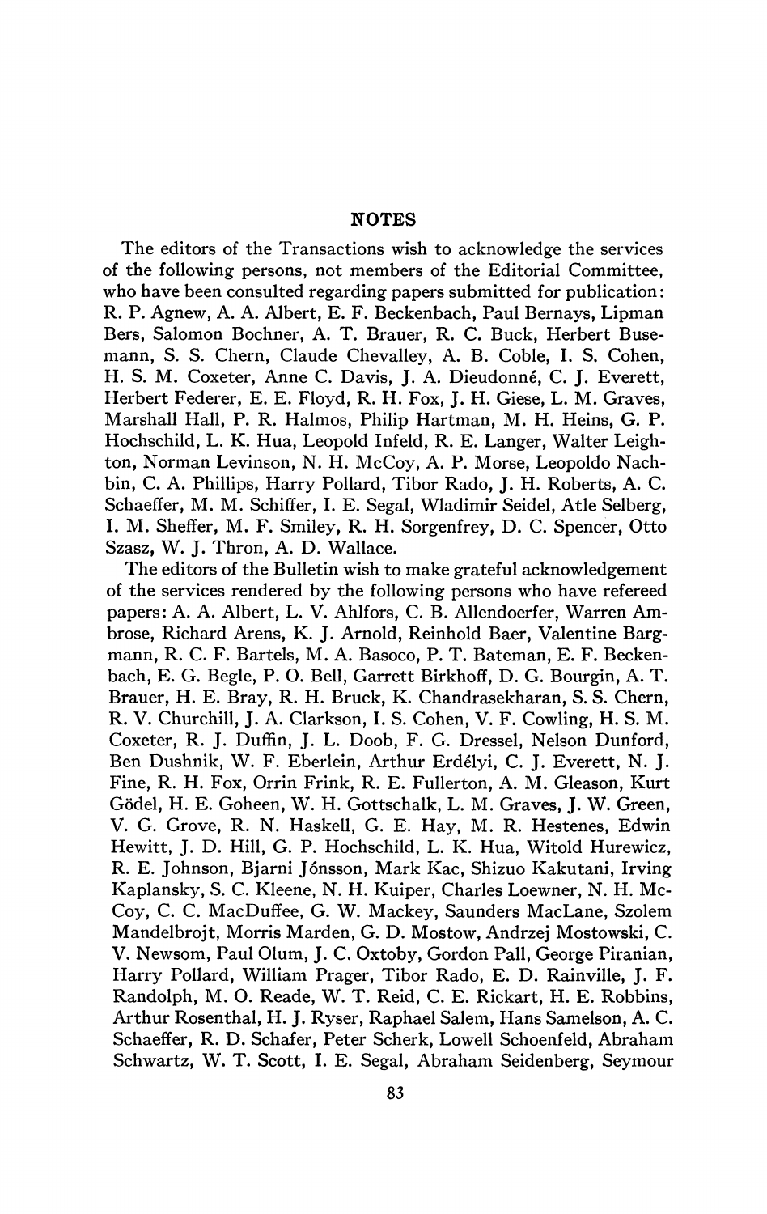## NOTES

The editors of the Transactions wish to acknowledge the services of the following persons, not members of the Editorial Committee, who have been consulted regarding papers submitted for publication: R. P. Agnew, A. A. Albert, E. F. Beckenbach, Paul Bernays, Lipman Bers, Salomon Bochner, A. T. Brauer, R. C. Buck, Herbert Busemann, S. S. Chern, Claude Chevalley, A. B. Coble, I. S. Cohen, H. S. M. Coxeter, Anne C. Davis, J. A. Dieudonné, C. J. Everett, Herbert Federer, E. E. Floyd, R. H. Fox, J. H. Giese, L. M. Graves, Marshall Hall, P. R. Halmos, Philip Hartman, M. H. Heins, G. P. Hochschild, L. K. Hua, Leopold Infeld, R. E. Langer, Walter Leighton, Norman Levinson, N. H. McCoy, A. P. Morse, Leopoldo Nachbin, C. A. Phillips, Harry Pollard, Tibor Rado, J. H. Roberts, A. C. Schaeffer, M. M. Schiffer, I. E. Segal, Wladimir Seidel, Atle Selberg, I. M. Sheffer, M. F. Smiley, R. H. Sorgenfrey, D. C. Spencer, Otto Szasz, W. J. Thron, A. D. Wallace.

The editors of the Bulletin wish to make grateful acknowledgement of the services rendered by the following persons who have refereed papers: A. A. Albert, L. V. Ahlfors, C. B. Allendoerfer, Warren Ambrose, Richard Arens, K. J. Arnold, Reinhold Baer, Valentine Bargmann, R. C. F. Bartels, M. A. Basoco, P. T. Bateman, E. F. Beckenbach, E. G. Begle, P. O. Bell, Garrett Birkhoff, D. G. Bourgin, A. T. Brauer, H. E. Bray, R. H. Bruck, K. Chandrasekharan, S. S. Chern, R. V. Churchill, J. A. Clarkson, I. S. Cohen, V. F. Cowling, H. S. M. Coxeter, R. J. Duffin, J. L. Doob, F. G. Dressel, Nelson Dunford, Ben Dushnik, W. F. Eberlein, Arthur Erdélyi, C. J. Everett, N. J. Fine, R. H. Fox, Orrin Frink, R. E. Fullerton, A. M. Gleason, Kurt Gödel, H. E. Goheen, W. H. Gottschalk, L. M. Graves, J. W. Green, V. G. Grove, R. N. Haskell, G. E. Hay, M. R. Hestenes, Edwin Hewitt, J. D. Hill, G. P. Hochschild, L. K. Hua, Witold Hurewicz, R. E. Johnson, Bjarni Jónsson, Mark Kac, Shizuo Kakutani, Irving Kaplansky, S. C. Kleene, N. H. Kuiper, Charles Loewner, N. H. McCoy, C. C. MacDuffee, G. W. Mackey, Saunders MacLane, Szolem Mandelbrojt, Morris Marden, G. D. Mostow, Andrzej Mostowski, C. V. Newsom, Paul Olum, J. C. Oxtoby, Gordon Pall, George Piranian, Harry Pollard, William Prager, Tibor Rado, E. D. Rainville, J. F. Randolph, M. O. Reade, W. T. Reid, C. E. Rickart, H. E. Robbins, Arthur Rosenthal, H. J. Ryser, Raphael Salem, Hans Samelson, A. C. Schaeffer, R. D. Schafer, Peter Scherk, Lowell Schoenfeld, Abraham Schwartz, W. T. Scott, I. E. Segal, Abraham Seidenberg, Seymour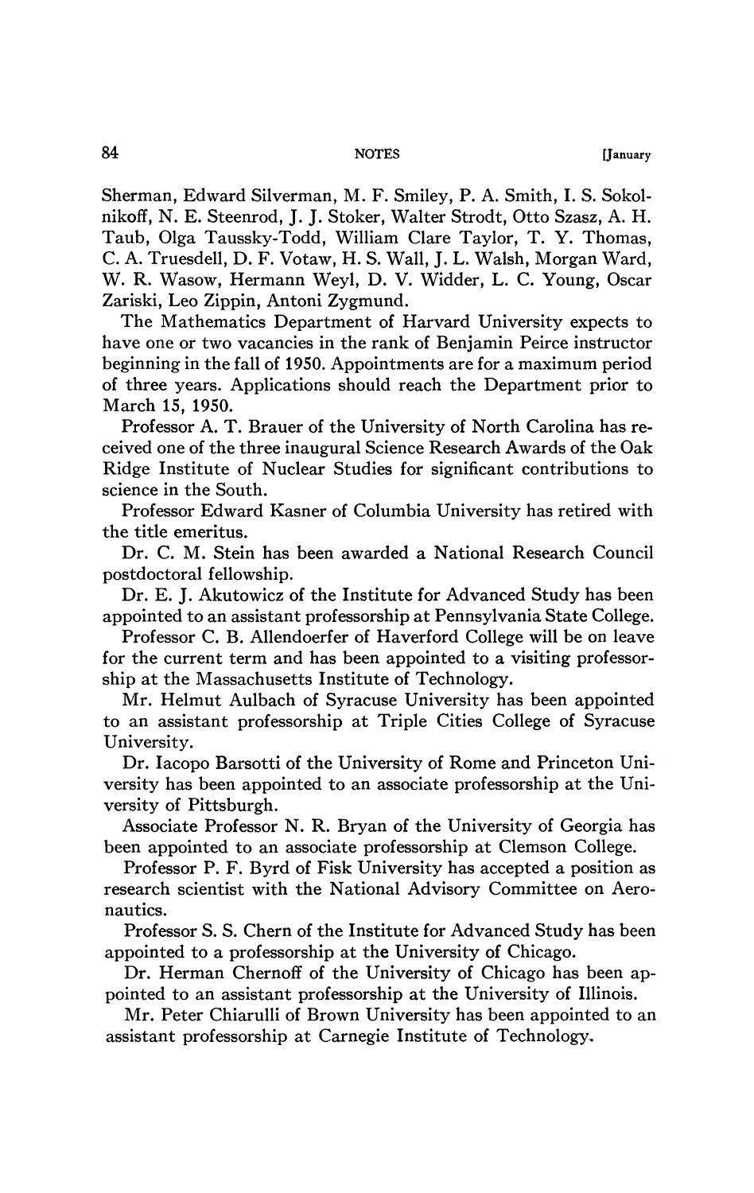Sherman, Edward Silverman, M. F. Smiley, P. A. Smith, I. S. Sokolnikoff, N. E. Steenrod, J. J. Stoker, Walter Strodt, Otto Szasz, A. H. Taub, Olga Taussky-Todd, William Clare Taylor, T. Y. Thomas, C. A. Truesdell, D. F. Votaw, H. S. Wall, J. L. Walsh, Morgan Ward, W. R. Wasow, Hermann Weyl, D. V. Widder, L. C. Young, Oscar Zariski, Leo Zippin, Antoni Zygmund.

The Mathematics Department of Harvard University expects to have one or two vacancies in the rank of Benjamin Peirce instructor beginning in the fall of 1950. Appointments are for a maximum period of three years. Applications should reach the Department prior to March 15, 1950.

Professor A. T. Brauer of the University of North Carolina has received one of the three inaugural Science Research Awards of the Oak Ridge Institute of Nuclear Studies for significant contributions to science in the South.

Professor Edward Kasner of Columbia University has retired with the title emeritus.

Dr. C. M. Stein has been awarded a National Research Council postdoctoral fellowship.

Dr. E. J. Akutowicz of the Institute for Advanced Study has been appointed to an assistant professorship at Pennsylvania State College.

Professor C. B. Allendoerfer of Haverford College will be on leave for the current term and has been appointed to a visiting professorship at the Massachusetts Institute of Technology.

Mr. Helmut Aulbach of Syracuse University has been appointed to an assistant professorship at Triple Cities College of Syracuse University.

Dr. Iacopo Barsotti of the University of Rome and Princeton University has been appointed to an associate professorship at the University of Pittsburgh.

Associate Professor N. R. Bryan of the University of Georgia has been appointed to an associate professorship at Clemson College.

Professor P. F. Byrd of Fisk University has accepted a position as research scientist with the National Advisory Committee on Aeronautics.

Professor S. S. Chern of the Institute for Advanced Study has been appointed to a professorship at the University of Chicago.

Dr. Herman Chernoff of the University of Chicago has been appointed to an assistant professorship at the University of Illinois.

Mr. Peter Chiarulli of Brown University has been appointed to an assistant professorship at Carnegie Institute of Technology.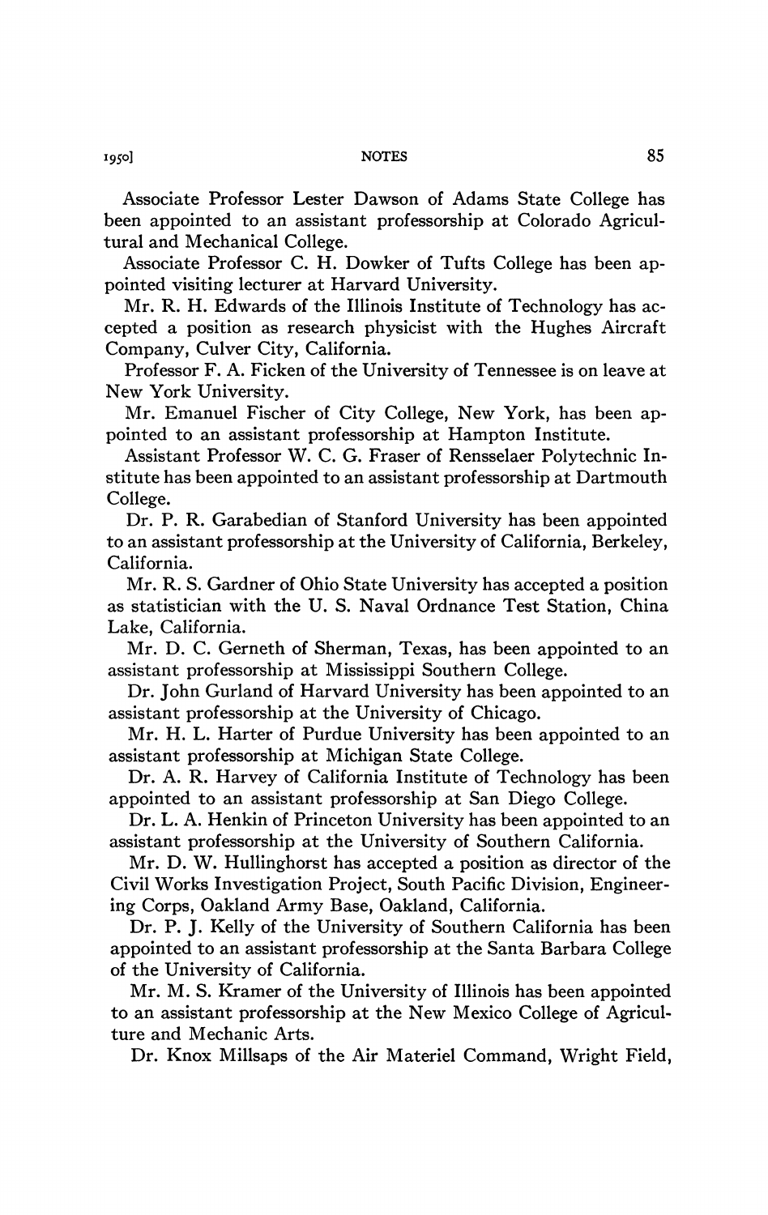Associate Professor Lester Dawson of Adams State College has been appointed to an assistant professorship at Colorado Agricultural and Mechanical College.

Associate Professor C. H. Dowker of Tufts College has been appointed visiting lecturer at Harvard University.

Mr. R. H. Edwards of the Illinois Institute of Technology has accepted a position as research physicist with the Hughes Aircraft Company, Culver City, California.

Professor F. A. Ficken of the University of Tennessee is on leave at New York University.

Mr. Emanuel Fischer of City College, New York, has been appointed to an assistant professorship at Hampton Institute.

Assistant Professor W. C. G. Fraser of Rensselaer Polytechnic Institute has been appointed to an assistant professorship at Dartmouth College.

Dr. P. R. Garabedian of Stanford University has been appointed to an assistant professorship at the University of California, Berkeley, California.

Mr. R. S. Gardner of Ohio State University has accepted a position as statistician with the U. S. Naval Ordnance Test Station, China Lake, California.

Mr. D. C. Gerneth of Sherman, Texas, has been appointed to an assistant professorship at Mississippi Southern College.

Dr. John Gurland of Harvard University has been appointed to an assistant professorship at the University of Chicago.

Mr. H. L. Harter of Purdue University has been appointed to an assistant professorship at Michigan State College.

Dr. A. R. Harvey of California Institute of Technology has been appointed to an assistant professorship at San Diego College.

Dr. L. A. Henkin of Princeton University has been appointed to an assistant professorship at the University of Southern California.

Mr. D. W. Hullinghorst has accepted a position as director of the Civil Works Investigation Project, South Pacific Division, Engineering Corps, Oakland Army Base, Oakland, California.

Dr. P. J. Kelly of the University of Southern California has been appointed to an assistant professorship at the Santa Barbara College of the University of California.

Mr. M. S. Kramer of the University of Illinois has been appointed to an assistant professorship at the New Mexico College of Agriculture and Mechanic Arts.

Dr. Knox Millsaps of the Air Materiel Command, Wright Field,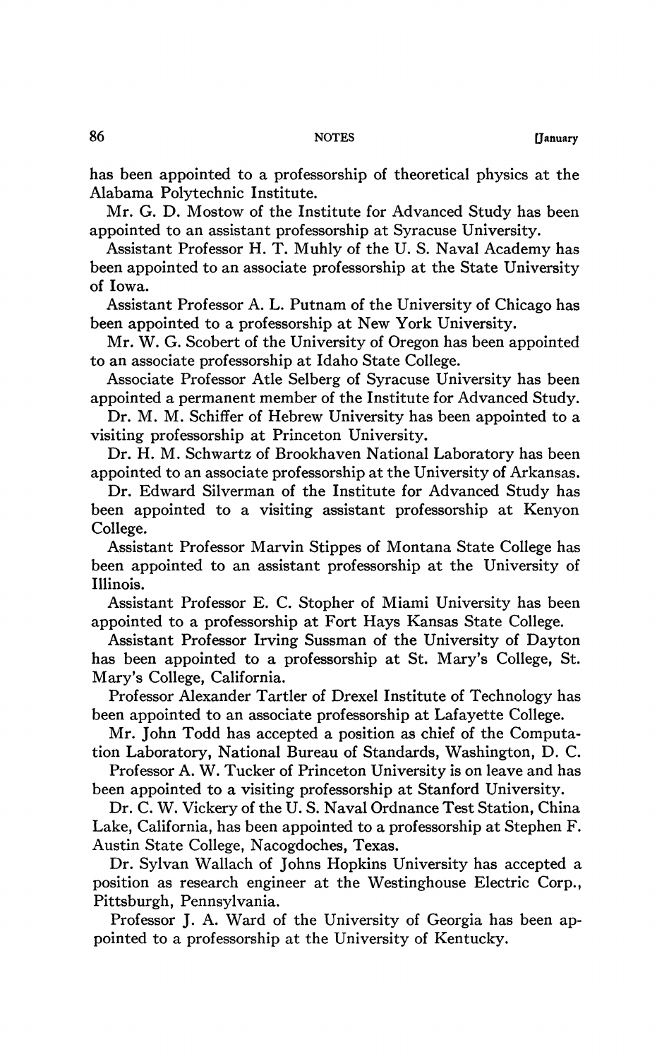has been appointed to a professorship of theoretical physics at the Alabama Polytechnic Institute.

Mr. G. D. Mostow of the Institute for Advanced Study has been appointed to an assistant professorship at Syracuse University.

Assistant Professor H. T. Muhly of the U. S. Naval Academy has been appointed to an associate professorship at the State University of Iowa.

Assistant Professor A. L. Putnam of the University of Chicago has been appointed to a professorship at New York University.

Mr. W. G. Scobert of the University of Oregon has been appointed to an associate professorship at Idaho State College.

Associate Professor Atle Selberg of Syracuse University has been appointed a permanent member of the Institute for Advanced Study.

Dr. M. M. Schiffer of Hebrew University has been appointed to a visiting professorship at Princeton University.

Dr. H. M. Schwartz of Brookhaven National Laboratory has been appointed to an associate professorship at the University of Arkansas.

Dr. Edward Silverman of the Institute for Advanced Study has been appointed to a visiting assistant professorship at Kenyon College.

Assistant Professor Marvin Stippes of Montana State College has been appointed to an assistant professorship at the University of Illinois.

Assistant Professor E. C. Stopher of Miami University has been appointed to a professorship at Fort Hays Kansas State College.

Assistant Professor Irving Sussman of the University of Dayton has been appointed to a professorship at St. Mary's College, St. Mary's College, California.

Professor Alexander Tartler of Drexel Institute of Technology has been appointed to an associate professorship at Lafayette College.

Mr. John Todd has accepted a position as chief of the Computation Laboratory, National Bureau of Standards, Washington, D. C.

Professor A. W. Tucker of Princeton University is on leave and has been appointed to a visiting professorship at Stanford University.

Dr. C. W. Vickery of the U. S. Naval Ordnance Test Station, China Lake, California, has been appointed to a professorship at Stephen F. Austin State College, Nacogdoches, Texas.

Dr. Sylvan Wallach of Johns Hopkins University has accepted a position as research engineer at the Westinghouse Electric Corp., Pittsburgh, Pennsylvania.

Professor J. A. Ward of the University of Georgia has been appointed to a professorship at the University of Kentucky.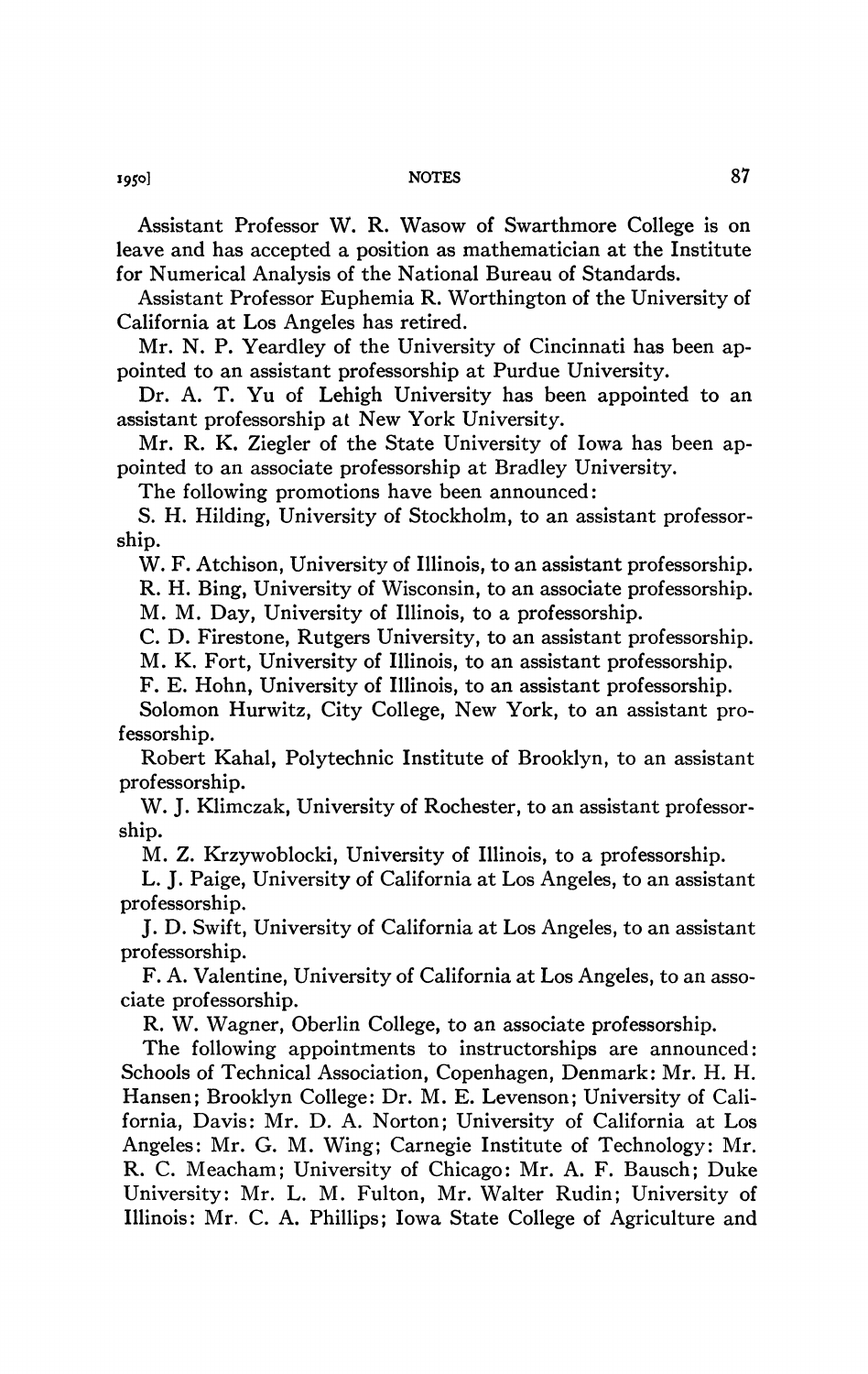Assistant Professor W. R. Wasow of Swarthmore College is on leave and has accepted a position as mathematician at the Institute for Numerical Analysis of the National Bureau of Standards.

Assistant Professor Euphemia R. Worthington of the University of California at Los Angeles has retired.

Mr. N. P. Yeardley of the University of Cincinnati has been appointed to an assistant professorship at Purdue University.

Dr. A. T. Yu of Lehigh University has been appointed to an assistant professorship at New York University.

Mr. R. K. Ziegler of the State University of Iowa has been appointed to an associate professorship at Bradley University.

The following promotions have been announced:

S. H. Hilding, University of Stockholm, to an assistant professorship.

W. F. Atchison, University of Illinois, to an assistant professorship.

R. H. Bing, University of Wisconsin, to an associate professorship.

M. M. Day, University of Illinois, to a professorship.

C. D. Firestone, Rutgers University, to an assistant professorship.

M. K. Fort, University of Illinois, to an assistant professorship.

F. E. Hohn, University of Illinois, to an assistant professorship.

Solomon Hurwitz, City College, New York, to an assistant professorship.

Robert Kahal, Polytechnic Institute of Brooklyn, to an assistant professorship.

W. J. Klimczak, University of Rochester, to an assistant professorship.

M. Z. Krzywoblocki, University of Illinois, to a professorship.

L. J. Paige, University of California at Los Angeles, to an assistant professorship.

J. D. Swift, University of California at Los Angeles, to an assistant professorship.

F. A. Valentine, University of California at Los Angeles, to an associate professorship.

R. W. Wagner, Oberlin College, to an associate professorship.

The following appointments to instructorships are announced: Schools of Technical Association, Copenhagen, Denmark: Mr. H. H. Hansen; Brooklyn College: Dr. M. E. Levenson; University of California, Davis: Mr. D. A. Norton; University of California at Los Angeles: Mr. G. M. Wing; Carnegie Institute of Technology: Mr. R. C. Meacham; University of Chicago: Mr. A. F. Bausch; Duke University: Mr. L. M. Fulton, Mr. Walter Rudin; University of Illinois: Mr. C. A. Phillips; Iowa State College of Agriculture and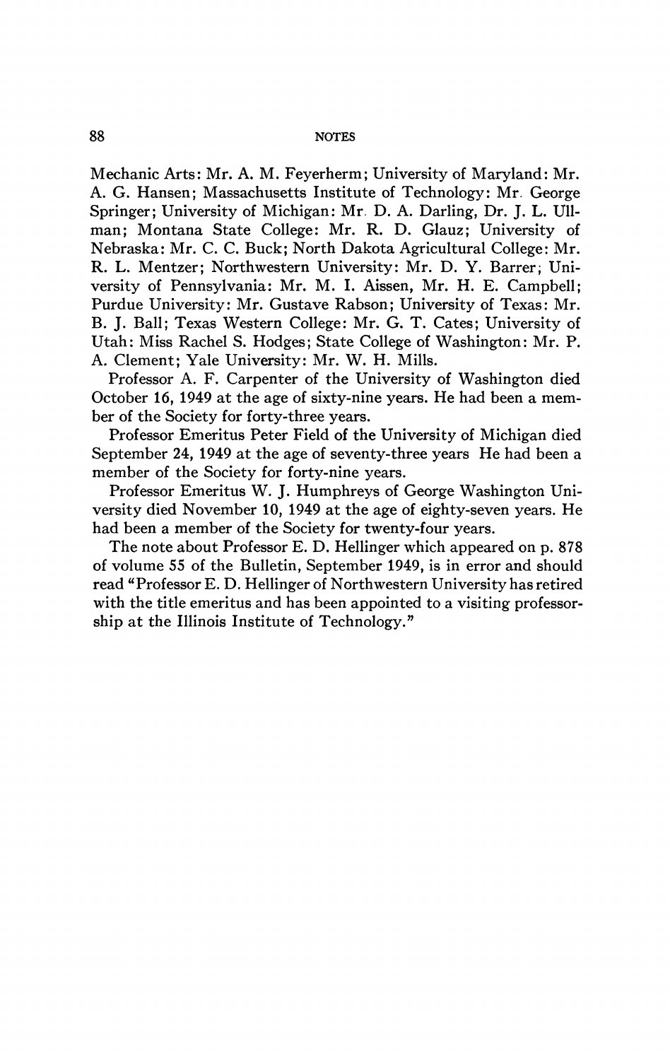Mechanic Arts: Mr. A. M. Feyerherm; University of Maryland: Mr. A. G. Hansen; Massachusetts Institute of Technology: Mr. George Springer; University of Michigan: Mr. D. A. Darling, Dr. J. L. Ullman; Montana State College: Mr. R. D. Glauz; University of Nebraska: Mr. C. C. Buck; North Dakota Agricultural College: Mr. R. L. Mentzer; Northwestern University: Mr. D. Y. Barrer; University of Pennsylvania: Mr. M. I. Aissen, Mr. H. E. Campbell; Purdue University: Mr. Gustave Rabson; University of Texas: Mr. B. J. Ball; Texas Western College: Mr. G. T. Cates; University of Utah: Miss Rachel S. Hodges; State College of Washington: Mr. P. A. Clement; Yale University: Mr. W. H. Mills.

Professor A. F. Carpenter of the University of Washington died October 16, 1949 at the age of sixty-nine years. He had been a member of the Society for forty-three years.

Professor Emeritus Peter Field of the University of Michigan died September 24, 1949 at the age of seventy-three years He had been a member of the Society for forty-nine years.

Professor Emeritus W. J. Humphreys of George Washington University died November 10, 1949 at the age of eighty-seven years. He had been a member of the Society for twenty-four years.

The note about Professor E. D. Hellinger which appeared on p. 878 of volume 55 of the Bulletin, September 1949, is in error and should read "Professor E. D. Hellinger of Northwestern University has retired with the title emeritus and has been appointed to a visiting professorship at the Illinois Institute of Technology."